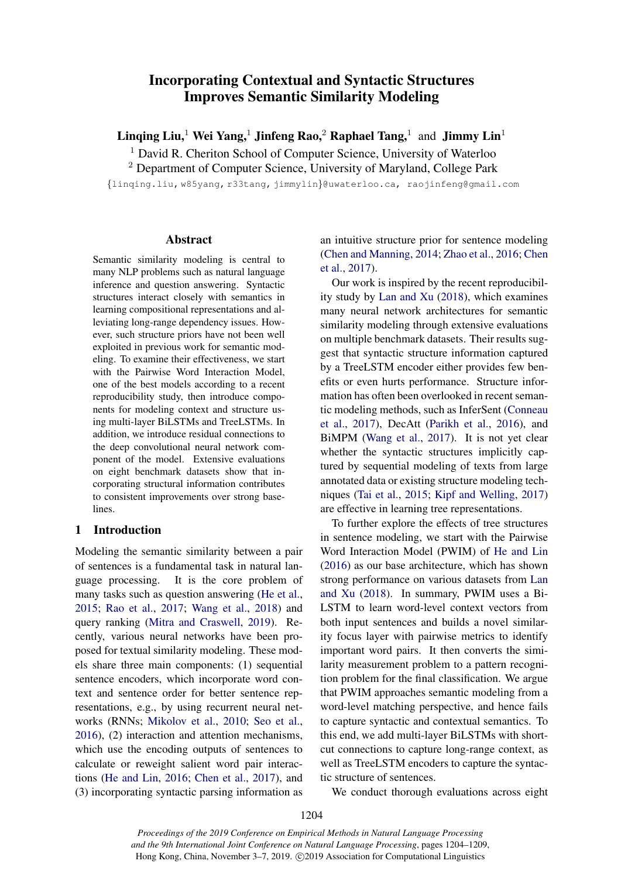# Incorporating Contextual and Syntactic Structures Improves Semantic Similarity Modeling

**Linqing Liu,**[1] **Wei Yang,**[1] **Jinfeng Rao,**[2] **Raphael Tang,**[1] and **Jimmy Lin**[1]

[1] David R. Cheriton School of Computer Science, University of Waterloo
[2] Department of Computer Science, University of Maryland, College Park

{linqing.liu, w85yang, r33tang, jimmylin}@uwaterloo.ca, raojinfeng@gmail.com

## Abstract

Semantic similarity modeling is central to many NLP problems such as natural language inference and question answering. Syntactic structures interact closely with semantics in learning compositional representations and alleviating long-range dependency issues. However, such structure priors have not been well exploited in previous work for semantic modeling. To examine their effectiveness, we start with the Pairwise Word Interaction Model, one of the best models according to a recent reproducibility study, then introduce components for modeling context and structure using multi-layer BiLSTMs and TreeLSTMs. In addition, we introduce residual connections to the deep convolutional neural network component of the model. Extensive evaluations on eight benchmark datasets show that incorporating structural information contributes to consistent improvements over strong baselines.

## 1 Introduction

Modeling the semantic similarity between a pair of sentences is a fundamental task in natural language processing. It is the core problem of many tasks such as question answering (He et al., 2015; Rao et al., 2017; Wang et al., 2018) and query ranking (Mitra and Craswell, 2019). Recently, various neural networks have been proposed for textual similarity modeling. These models share three main components: (1) sequential sentence encoders, which incorporate word context and sentence order for better sentence representations, e.g., by using recurrent neural networks (RNNs; Mikolov et al., 2010; Seo et al., 2016), (2) interaction and attention mechanisms, which use the encoding outputs of sentences to calculate or reweight salient word pair interactions (He and Lin, 2016; Chen et al., 2017), and (3) incorporating syntactic parsing information as an intuitive structure prior for sentence modeling (Chen and Manning, 2014; Zhao et al., 2016; Chen et al., 2017).

Our work is inspired by the recent reproducibility study by Lan and Xu (2018), which examines many neural network architectures for semantic similarity modeling through extensive evaluations on multiple benchmark datasets. Their results suggest that syntactic structure information captured by a TreeLSTM encoder either provides few benefits or even hurts performance. Structure information has often been overlooked in recent semantic modeling methods, such as InferSent (Conneau et al., 2017), DecAtt (Parikh et al., 2016), and BiMPM (Wang et al., 2017). It is not yet clear whether the syntactic structures implicitly captured by sequential modeling of texts from large annotated data or existing structure modeling techniques (Tai et al., 2015; Kipf and Welling, 2017) are effective in learning tree representations.

To further explore the effects of tree structures in sentence modeling, we start with the Pairwise Word Interaction Model (PWIM) of He and Lin (2016) as our base architecture, which has shown strong performance on various datasets from Lan and Xu (2018). In summary, PWIM uses a BiLSTM to learn word-level context vectors from both input sentences and builds a novel similarity focus layer with pairwise metrics to identify important word pairs. It then converts the similarity measurement problem to a pattern recognition problem for the final classification. We argue that PWIM approaches semantic modeling from a word-level matching perspective, and hence fails to capture syntactic and contextual semantics. To this end, we add multi-layer BiLSTMs with shortcut connections to capture long-range context, as well as TreeLSTM encoders to capture the syntactic structure of sentences.

We conduct thorough evaluations across eight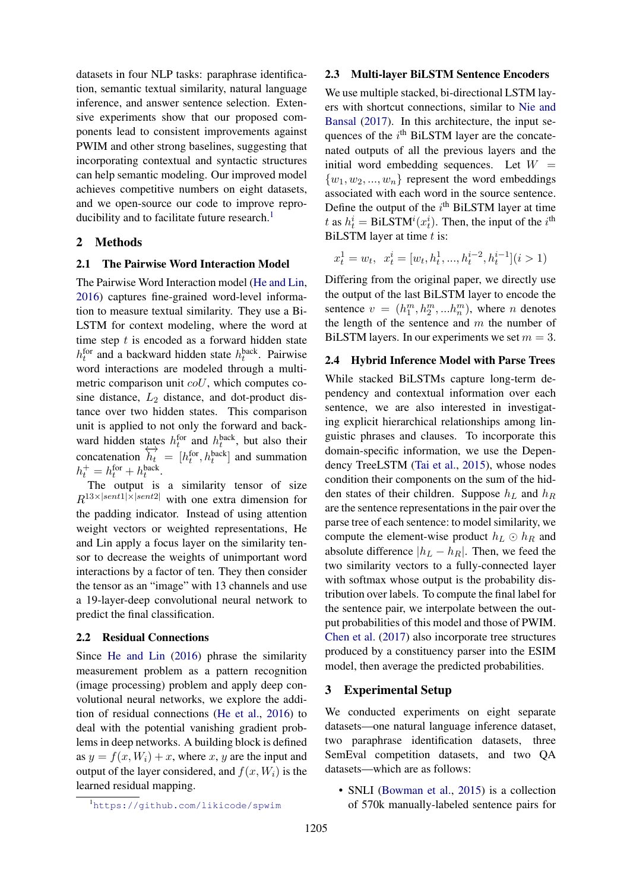datasets in four NLP tasks: paraphrase identification, semantic textual similarity, natural language inference, and answer sentence selection. Extensive experiments show that our proposed components lead to consistent improvements against PWIM and other strong baselines, suggesting that incorporating contextual and syntactic structures can help semantic modeling. Our improved model achieves competitive numbers on eight datasets, and we open-source our code to improve reproducibility and to facilitate future research.[1]

## 2 Methods

### 2.1 The Pairwise Word Interaction Model

The Pairwise Word Interaction model (He and Lin, 2016) captures fine-grained word-level information to measure textual similarity. They use a BiLSTM for context modeling, where the word at time step $t$ is encoded as a forward hidden state $h_t^{\text{for}}$ and a backward hidden state $h_t^{\text{back}}$. Pairwise word interactions are modeled through a multi-metric comparison unit $coU$, which computes cosine distance, $L_2$ distance, and dot-product distance over two hidden states. This comparison unit is applied to not only the forward and backward hidden states $h_t^{\text{for}}$ and $h_t^{\text{back}}$, but also their concatenation $\overleftrightarrow{h_t} = [h_t^{\text{for}}, h_t^{\text{back}}]$ and summation $h_t^{+} = h_t^{\text{for}} + h_t^{\text{back}}$.

The output is a similarity tensor of size $R^{13 \times |sent1| \times |sent2|}$ with one extra dimension for the padding indicator. Instead of using attention weight vectors or weighted representations, He and Lin apply a focus layer on the similarity tensor to decrease the weights of unimportant word interactions by a factor of ten. They then consider the tensor as an "image" with 13 channels and use a 19-layer-deep convolutional neural network to predict the final classification.

### 2.2 Residual Connections

Since He and Lin (2016) phrase the similarity measurement problem as a pattern recognition (image processing) problem and apply deep convolutional neural networks, we explore the addition of residual connections (He et al., 2016) to deal with the potential vanishing gradient problems in deep networks. A building block is defined as $y = f(x, W_i) + x$, where $x$, $y$ are the input and output of the layer considered, and $f(x, W_i)$ is the learned residual mapping.

[1] https://github.com/likicode/spwim

### 2.3 Multi-layer BiLSTM Sentence Encoders

We use multiple stacked, bi-directional LSTM layers with shortcut connections, similar to Nie and Bansal (2017). In this architecture, the input sequences of the $i^{\text{th}}$ BiLSTM layer are the concatenated outputs of all the previous layers and the initial word embedding sequences. Let $W = \{w_1, w_2, ..., w_n\}$ represent the word embeddings associated with each word in the source sentence. Define the output of the $i^{\text{th}}$ BiLSTM layer at time $t$ as $h_t^i = \text{BiLSTM}^i(x_t^i)$. Then, the input of the $i^{\text{th}}$ BiLSTM layer at time $t$ is:

$$x_t^1 = w_t, \;\; x_t^i = [w_t, h_t^1, ..., h_t^{i-2}, h_t^{i-1}] (i > 1)$$

Differing from the original paper, we directly use the output of the last BiLSTM layer to encode the sentence $v = (h_1^m, h_2^m, ...h_n^m)$, where $n$ denotes the length of the sentence and $m$ the number of BiLSTM layers. In our experiments we set $m = 3$.

### 2.4 Hybrid Inference Model with Parse Trees

While stacked BiLSTMs capture long-term dependency and contextual information over each sentence, we are also interested in investigating explicit hierarchical relationships among linguistic phrases and clauses. To incorporate this domain-specific information, we use the Dependency TreeLSTM (Tai et al., 2015), whose nodes condition their components on the sum of the hidden states of their children. Suppose $h_L$ and $h_R$ are the sentence representations in the pair over the parse tree of each sentence: to model similarity, we compute the element-wise product $h_L \odot h_R$ and absolute difference $|h_L - h_R|$. Then, we feed the two similarity vectors to a fully-connected layer with softmax whose output is the probability distribution over labels. To compute the final label for the sentence pair, we interpolate between the output probabilities of this model and those of PWIM. Chen et al. (2017) also incorporate tree structures produced by a constituency parser into the ESIM model, then average the predicted probabilities.

## 3 Experimental Setup

We conducted experiments on eight separate datasets—one natural language inference dataset, two paraphrase identification datasets, three SemEval competition datasets, and two QA datasets—which are as follows:

- SNLI (Bowman et al., 2015) is a collection of 570k manually-labeled sentence pairs for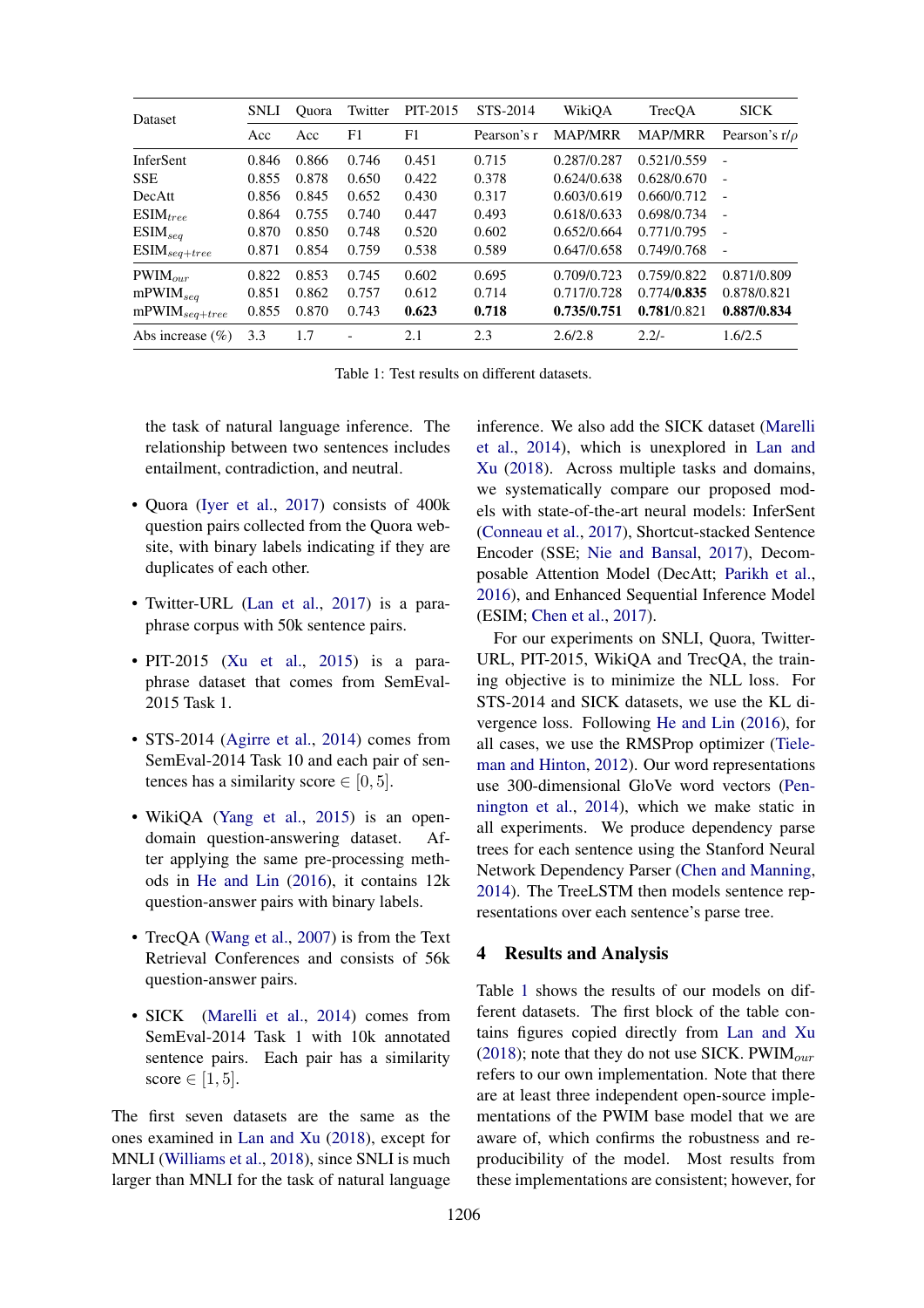| Dataset | SNLI | Quora | Twitter | PIT-2015 | STS-2014 | WikiQA | TrecQA | SICK |
|---|---|---|---|---|---|---|---|---|
| | Acc | Acc | F1 | F1 | Pearson's r | MAP/MRR | MAP/MRR | Pearson's r/$\rho$ |
| InferSent | 0.846 | 0.866 | 0.746 | 0.451 | 0.715 | 0.287/0.287 | 0.521/0.559 | - |
| SSE | 0.855 | 0.878 | 0.650 | 0.422 | 0.378 | 0.624/0.638 | 0.628/0.670 | - |
| DecAtt | 0.856 | 0.845 | 0.652 | 0.430 | 0.317 | 0.603/0.619 | 0.660/0.712 | - |
| ESIM$_{tree}$ | 0.864 | 0.755 | 0.740 | 0.447 | 0.493 | 0.618/0.633 | 0.698/0.734 | - |
| ESIM$_{seq}$ | 0.870 | 0.850 | 0.748 | 0.520 | 0.602 | 0.652/0.664 | 0.771/0.795 | - |
| ESIM$_{seq+tree}$ | 0.871 | 0.854 | 0.759 | 0.538 | 0.589 | 0.647/0.658 | 0.749/0.768 | - |
| PWIM$_{our}$ | 0.822 | 0.853 | 0.745 | 0.602 | 0.695 | 0.709/0.723 | 0.759/0.822 | 0.871/0.809 |
| mPWIM$_{seq}$ | 0.851 | 0.862 | 0.757 | 0.612 | 0.714 | 0.717/0.728 | 0.774/**0.835** | 0.878/0.821 |
| mPWIM$_{seq+tree}$ | 0.855 | 0.870 | 0.743 | **0.623** | **0.718** | **0.735/0.751** | **0.781**/0.821 | **0.887/0.834** |
| Abs increase (%) | 3.3 | 1.7 | - | 2.1 | 2.3 | 2.6/2.8 | 2.2/- | 1.6/2.5 |

Table 1: Test results on different datasets.

the task of natural language inference. The relationship between two sentences includes entailment, contradiction, and neutral.

- Quora (Iyer et al., 2017) consists of 400k question pairs collected from the Quora website, with binary labels indicating if they are duplicates of each other.
- Twitter-URL (Lan et al., 2017) is a paraphrase corpus with 50k sentence pairs.
- PIT-2015 (Xu et al., 2015) is a paraphrase dataset that comes from SemEval-2015 Task 1.
- STS-2014 (Agirre et al., 2014) comes from SemEval-2014 Task 10 and each pair of sentences has a similarity score $\in [0, 5]$.
- WikiQA (Yang et al., 2015) is an open-domain question-answering dataset. After applying the same pre-processing methods in He and Lin (2016), it contains 12k question-answer pairs with binary labels.
- TrecQA (Wang et al., 2007) is from the Text Retrieval Conferences and consists of 56k question-answer pairs.
- SICK (Marelli et al., 2014) comes from SemEval-2014 Task 1 with 10k annotated sentence pairs. Each pair has a similarity score $\in [1, 5]$.

The first seven datasets are the same as the ones examined in Lan and Xu (2018), except for MNLI (Williams et al., 2018), since SNLI is much larger than MNLI for the task of natural language inference. We also add the SICK dataset (Marelli et al., 2014), which is unexplored in Lan and Xu (2018). Across multiple tasks and domains, we systematically compare our proposed models with state-of-the-art neural models: InferSent (Conneau et al., 2017), Shortcut-stacked Sentence Encoder (SSE; Nie and Bansal, 2017), Decomposable Attention Model (DecAtt; Parikh et al., 2016), and Enhanced Sequential Inference Model (ESIM; Chen et al., 2017).

For our experiments on SNLI, Quora, Twitter-URL, PIT-2015, WikiQA and TrecQA, the training objective is to minimize the NLL loss. For STS-2014 and SICK datasets, we use the KL divergence loss. Following He and Lin (2016), for all cases, we use the RMSProp optimizer (Tieleman and Hinton, 2012). Our word representations use 300-dimensional GloVe word vectors (Pennington et al., 2014), which we make static in all experiments. We produce dependency parse trees for each sentence using the Stanford Neural Network Dependency Parser (Chen and Manning, 2014). The TreeLSTM then models sentence representations over each sentence's parse tree.

## 4 Results and Analysis

Table 1 shows the results of our models on different datasets. The first block of the table contains figures copied directly from Lan and Xu (2018); note that they do not use SICK. PWIM$_{our}$ refers to our own implementation. Note that there are at least three independent open-source implementations of the PWIM base model that we are aware of, which confirms the robustness and reproducibility of the model. Most results from these implementations are consistent; however, for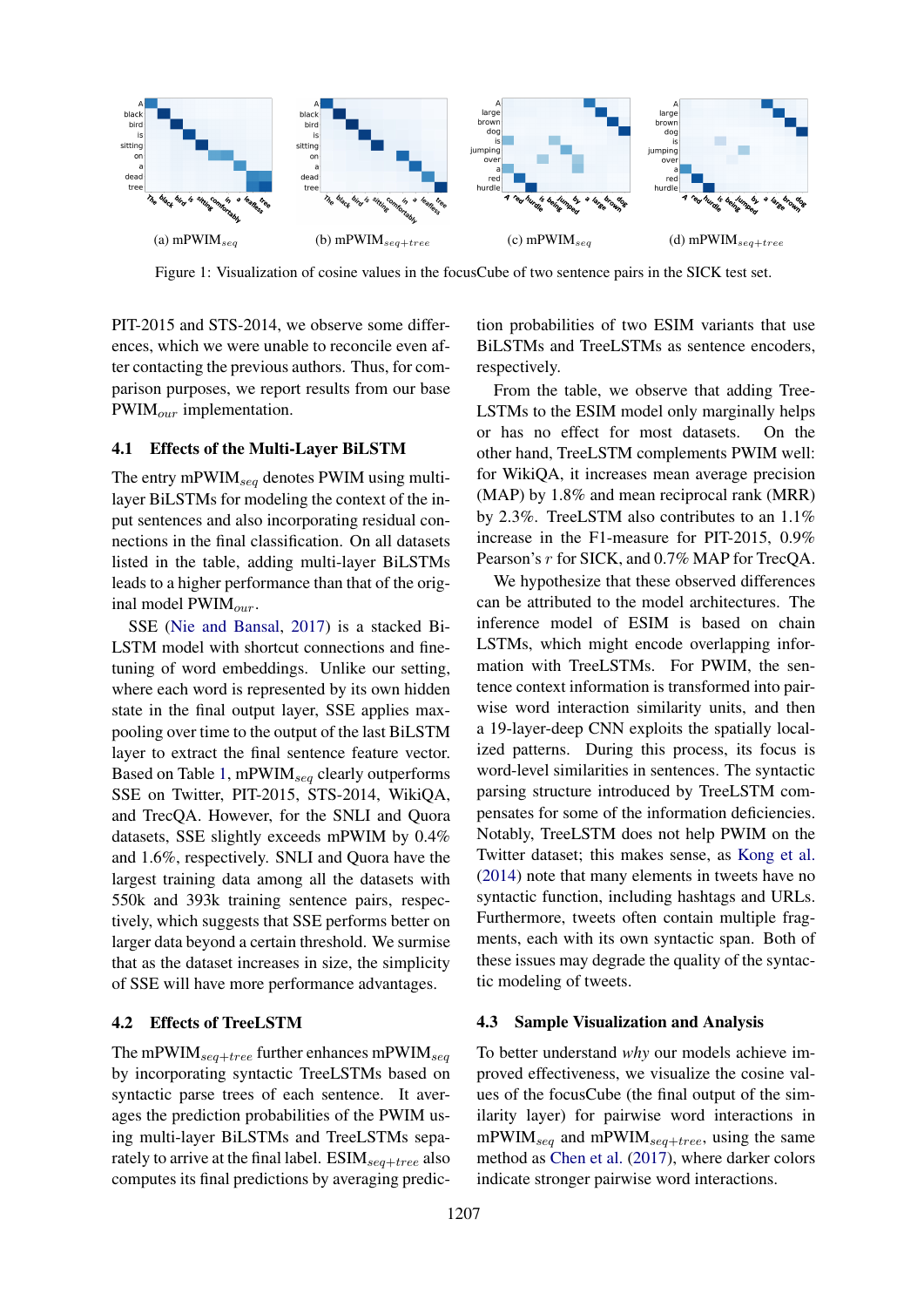A
black
bird
is
sitting
on
a
dead
tree

The black bird is sitting comfortably in a leafless tree

(a) mPWIM$_{seq}$

A
black
bird
is
sitting
on
a
dead
tree

The black bird is sitting comfortably in a leafless tree

(b) mPWIM$_{seq+tree}$

A
large
brown
dog
is
jumping
over
a
red
hurdle

A red hurdle is being jumped by a large brown dog

(c) mPWIM$_{seq}$

A
large
brown
dog
is
jumping
over
a
red
hurdle

A red hurdle is being jumped by a large brown dog

(d) mPWIM$_{seq+tree}$

Figure 1: Visualization of cosine values in the focusCube of two sentence pairs in the SICK test set.

PIT-2015 and STS-2014, we observe some differences, which we were unable to reconcile even after contacting the previous authors. Thus, for comparison purposes, we report results from our base PWIM$_{our}$ implementation.

### 4.1 Effects of the Multi-Layer BiLSTM

The entry mPWIM$_{seq}$ denotes PWIM using multi-layer BiLSTMs for modeling the context of the input sentences and also incorporating residual connections in the final classification. On all datasets listed in the table, adding multi-layer BiLSTMs leads to a higher performance than that of the original model PWIM$_{our}$.

SSE (Nie and Bansal, 2017) is a stacked BiLSTM model with shortcut connections and fine-tuning of word embeddings. Unlike our setting, where each word is represented by its own hidden state in the final output layer, SSE applies max-pooling over time to the output of the last BiLSTM layer to extract the final sentence feature vector. Based on Table 1, mPWIM$_{seq}$ clearly outperforms SSE on Twitter, PIT-2015, STS-2014, WikiQA, and TrecQA. However, for the SNLI and Quora datasets, SSE slightly exceeds mPWIM by 0.4% and 1.6%, respectively. SNLI and Quora have the largest training data among all the datasets with 550k and 393k training sentence pairs, respectively, which suggests that SSE performs better on larger data beyond a certain threshold. We surmise that as the dataset increases in size, the simplicity of SSE will have more performance advantages.

### 4.2 Effects of TreeLSTM

The mPWIM$_{seq+tree}$ further enhances mPWIM$_{seq}$ by incorporating syntactic TreeLSTMs based on syntactic parse trees of each sentence. It averages the prediction probabilities of the PWIM using multi-layer BiLSTMs and TreeLSTMs separately to arrive at the final label. ESIM$_{seq+tree}$ also computes its final predictions by averaging prediction probabilities of two ESIM variants that use BiLSTMs and TreeLSTMs as sentence encoders, respectively.

From the table, we observe that adding TreeLSTMs to the ESIM model only marginally helps or has no effect for most datasets. On the other hand, TreeLSTM complements PWIM well: for WikiQA, it increases mean average precision (MAP) by 1.8% and mean reciprocal rank (MRR) by 2.3%. TreeLSTM also contributes to an 1.1% increase in the F1-measure for PIT-2015, 0.9% Pearson's $r$ for SICK, and 0.7% MAP for TrecQA.

We hypothesize that these observed differences can be attributed to the model architectures. The inference model of ESIM is based on chain LSTMs, which might encode overlapping information with TreeLSTMs. For PWIM, the sentence context information is transformed into pairwise word interaction similarity units, and then a 19-layer-deep CNN exploits the spatially localized patterns. During this process, its focus is word-level similarities in sentences. The syntactic parsing structure introduced by TreeLSTM compensates for some of the information deficiencies. Notably, TreeLSTM does not help PWIM on the Twitter dataset; this makes sense, as Kong et al. (2014) note that many elements in tweets have no syntactic function, including hashtags and URLs. Furthermore, tweets often contain multiple fragments, each with its own syntactic span. Both of these issues may degrade the quality of the syntactic modeling of tweets.

### 4.3 Sample Visualization and Analysis

To better understand *why* our models achieve improved effectiveness, we visualize the cosine values of the focusCube (the final output of the similarity layer) for pairwise word interactions in mPWIM$_{seq}$ and mPWIM$_{seq+tree}$, using the same method as Chen et al. (2017), where darker colors indicate stronger pairwise word interactions.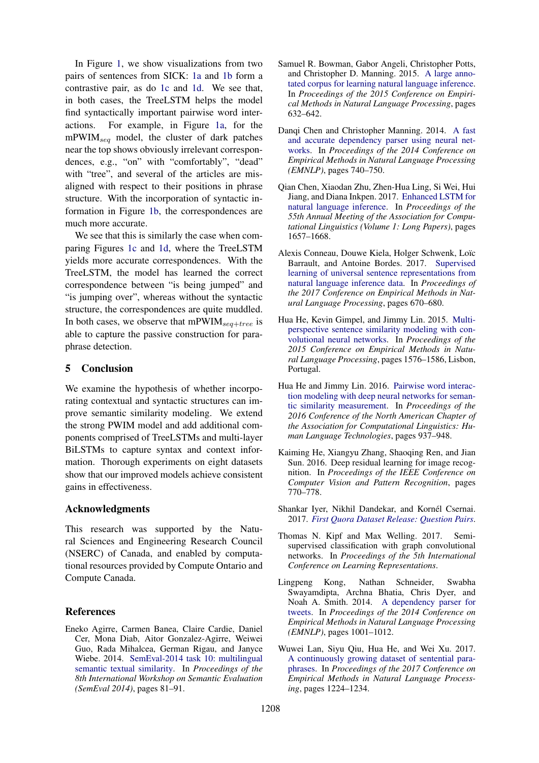In Figure 1, we show visualizations from two pairs of sentences from SICK: 1a and 1b form a contrastive pair, as do 1c and 1d. We see that, in both cases, the TreeLSTM helps the model find syntactically important pairwise word interactions. For example, in Figure 1a, for the mPWIM$_{seq}$ model, the cluster of dark patches near the top shows obviously irrelevant correspondences, e.g., "on" with "comfortably", "dead" with "tree", and several of the articles are misaligned with respect to their positions in phrase structure. With the incorporation of syntactic information in Figure 1b, the correspondences are much more accurate.

We see that this is similarly the case when comparing Figures 1c and 1d, where the TreeLSTM yields more accurate correspondences. With the TreeLSTM, the model has learned the correct correspondence between "is being jumped" and "is jumping over", whereas without the syntactic structure, the correspondences are quite muddled. In both cases, we observe that mPWIM$_{seq+tree}$ is able to capture the passive construction for paraphrase detection.

## 5 Conclusion

We examine the hypothesis of whether incorporating contextual and syntactic structures can improve semantic similarity modeling. We extend the strong PWIM model and add additional components comprised of TreeLSTMs and multi-layer BiLSTMs to capture syntax and context information. Thorough experiments on eight datasets show that our improved models achieve consistent gains in effectiveness.

## Acknowledgments

This research was supported by the Natural Sciences and Engineering Research Council (NSERC) of Canada, and enabled by computational resources provided by Compute Ontario and Compute Canada.

## References

Eneko Agirre, Carmen Banea, Claire Cardie, Daniel Cer, Mona Diab, Aitor Gonzalez-Agirre, Weiwei Guo, Rada Mihalcea, German Rigau, and Janyce Wiebe. 2014. SemEval-2014 task 10: multilingual semantic textual similarity. In *Proceedings of the 8th International Workshop on Semantic Evaluation (SemEval 2014)*, pages 81–91.

Samuel R. Bowman, Gabor Angeli, Christopher Potts, and Christopher D. Manning. 2015. A large annotated corpus for learning natural language inference. In *Proceedings of the 2015 Conference on Empirical Methods in Natural Language Processing*, pages 632–642.

Danqi Chen and Christopher Manning. 2014. A fast and accurate dependency parser using neural networks. In *Proceedings of the 2014 Conference on Empirical Methods in Natural Language Processing (EMNLP)*, pages 740–750.

Qian Chen, Xiaodan Zhu, Zhen-Hua Ling, Si Wei, Hui Jiang, and Diana Inkpen. 2017. Enhanced LSTM for natural language inference. In *Proceedings of the 55th Annual Meeting of the Association for Computational Linguistics (Volume 1: Long Papers)*, pages 1657–1668.

Alexis Conneau, Douwe Kiela, Holger Schwenk, Loïc Barrault, and Antoine Bordes. 2017. Supervised learning of universal sentence representations from natural language inference data. In *Proceedings of the 2017 Conference on Empirical Methods in Natural Language Processing*, pages 670–680.

Hua He, Kevin Gimpel, and Jimmy Lin. 2015. Multi-perspective sentence similarity modeling with convolutional neural networks. In *Proceedings of the 2015 Conference on Empirical Methods in Natural Language Processing*, pages 1576–1586, Lisbon, Portugal.

Hua He and Jimmy Lin. 2016. Pairwise word interaction modeling with deep neural networks for semantic similarity measurement. In *Proceedings of the 2016 Conference of the North American Chapter of the Association for Computational Linguistics: Human Language Technologies*, pages 937–948.

Kaiming He, Xiangyu Zhang, Shaoqing Ren, and Jian Sun. 2016. Deep residual learning for image recognition. In *Proceedings of the IEEE Conference on Computer Vision and Pattern Recognition*, pages 770–778.

Shankar Iyer, Nikhil Dandekar, and Kornél Csernai. 2017. *First Quora Dataset Release: Question Pairs*.

Thomas N. Kipf and Max Welling. 2017. Semi-supervised classification with graph convolutional networks. In *Proceedings of the 5th International Conference on Learning Representations*.

Lingpeng Kong, Nathan Schneider, Swabha Swayamdipta, Archna Bhatia, Chris Dyer, and Noah A. Smith. 2014. A dependency parser for tweets. In *Proceedings of the 2014 Conference on Empirical Methods in Natural Language Processing (EMNLP)*, pages 1001–1012.

Wuwei Lan, Siyu Qiu, Hua He, and Wei Xu. 2017. A continuously growing dataset of sentential paraphrases. In *Proceedings of the 2017 Conference on Empirical Methods in Natural Language Processing*, pages 1224–1234.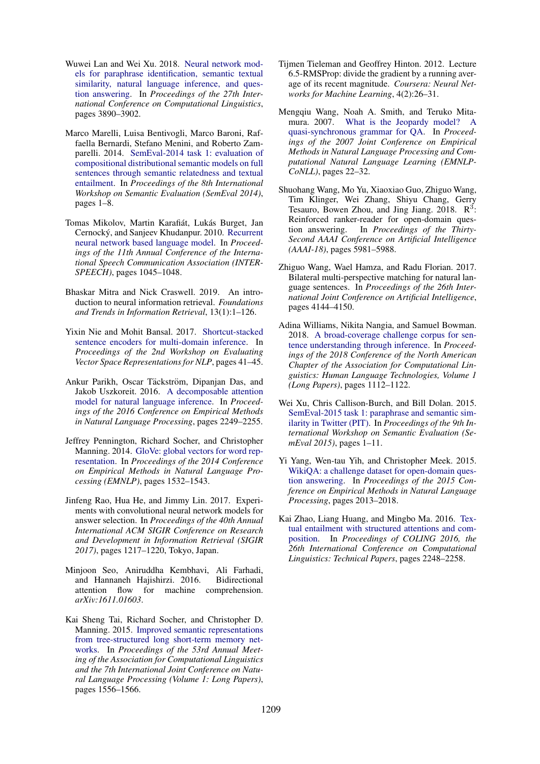Wuwei Lan and Wei Xu. 2018. Neural network models for paraphrase identification, semantic textual similarity, natural language inference, and question answering. In *Proceedings of the 27th International Conference on Computational Linguistics*, pages 3890–3902.

Marco Marelli, Luisa Bentivogli, Marco Baroni, Raffaella Bernardi, Stefano Menini, and Roberto Zamparelli. 2014. SemEval-2014 task 1: evaluation of compositional distributional semantic models on full sentences through semantic relatedness and textual entailment. In *Proceedings of the 8th International Workshop on Semantic Evaluation (SemEval 2014)*, pages 1–8.

Tomas Mikolov, Martin Karafiát, Lukás Burget, Jan Cernocký, and Sanjeev Khudanpur. 2010. Recurrent neural network based language model. In *Proceedings of the 11th Annual Conference of the International Speech Communication Association (INTERSPEECH)*, pages 1045–1048.

Bhaskar Mitra and Nick Craswell. 2019. An introduction to neural information retrieval. *Foundations and Trends in Information Retrieval*, 13(1):1–126.

Yixin Nie and Mohit Bansal. 2017. Shortcut-stacked sentence encoders for multi-domain inference. In *Proceedings of the 2nd Workshop on Evaluating Vector Space Representations for NLP*, pages 41–45.

Ankur Parikh, Oscar Täckström, Dipanjan Das, and Jakob Uszkoreit. 2016. A decomposable attention model for natural language inference. In *Proceedings of the 2016 Conference on Empirical Methods in Natural Language Processing*, pages 2249–2255.

Jeffrey Pennington, Richard Socher, and Christopher Manning. 2014. GloVe: global vectors for word representation. In *Proceedings of the 2014 Conference on Empirical Methods in Natural Language Processing (EMNLP)*, pages 1532–1543.

Jinfeng Rao, Hua He, and Jimmy Lin. 2017. Experiments with convolutional neural network models for answer selection. In *Proceedings of the 40th Annual International ACM SIGIR Conference on Research and Development in Information Retrieval (SIGIR 2017)*, pages 1217–1220, Tokyo, Japan.

Minjoon Seo, Aniruddha Kembhavi, Ali Farhadi, and Hannaneh Hajishirzi. 2016. Bidirectional attention flow for machine comprehension. *arXiv:1611.01603*.

Kai Sheng Tai, Richard Socher, and Christopher D. Manning. 2015. Improved semantic representations from tree-structured long short-term memory networks. In *Proceedings of the 53rd Annual Meeting of the Association for Computational Linguistics and the 7th International Joint Conference on Natural Language Processing (Volume 1: Long Papers)*, pages 1556–1566.

Tijmen Tieleman and Geoffrey Hinton. 2012. Lecture 6.5-RMSProp: divide the gradient by a running average of its recent magnitude. *Coursera: Neural Networks for Machine Learning*, 4(2):26–31.

Mengqiu Wang, Noah A. Smith, and Teruko Mitamura. 2007. What is the Jeopardy model? A quasi-synchronous grammar for QA. In *Proceedings of the 2007 Joint Conference on Empirical Methods in Natural Language Processing and Computational Natural Language Learning (EMNLP-CoNLL)*, pages 22–32.

Shuohang Wang, Mo Yu, Xiaoxiao Guo, Zhiguo Wang, Tim Klinger, Wei Zhang, Shiyu Chang, Gerry Tesauro, Bowen Zhou, and Jing Jiang. 2018. $R^3$: Reinforced ranker-reader for open-domain question answering. In *Proceedings of the Thirty-Second AAAI Conference on Artificial Intelligence (AAAI-18)*, pages 5981–5988.

Zhiguo Wang, Wael Hamza, and Radu Florian. 2017. Bilateral multi-perspective matching for natural language sentences. In *Proceedings of the 26th International Joint Conference on Artificial Intelligence*, pages 4144–4150.

Adina Williams, Nikita Nangia, and Samuel Bowman. 2018. A broad-coverage challenge corpus for sentence understanding through inference. In *Proceedings of the 2018 Conference of the North American Chapter of the Association for Computational Linguistics: Human Language Technologies, Volume 1 (Long Papers)*, pages 1112–1122.

Wei Xu, Chris Callison-Burch, and Bill Dolan. 2015. SemEval-2015 task 1: paraphrase and semantic similarity in Twitter (PIT). In *Proceedings of the 9th International Workshop on Semantic Evaluation (SemEval 2015)*, pages 1–11.

Yi Yang, Wen-tau Yih, and Christopher Meek. 2015. WikiQA: a challenge dataset for open-domain question answering. In *Proceedings of the 2015 Conference on Empirical Methods in Natural Language Processing*, pages 2013–2018.

Kai Zhao, Liang Huang, and Mingbo Ma. 2016. Textual entailment with structured attentions and composition. In *Proceedings of COLING 2016, the 26th International Conference on Computational Linguistics: Technical Papers*, pages 2248–2258.